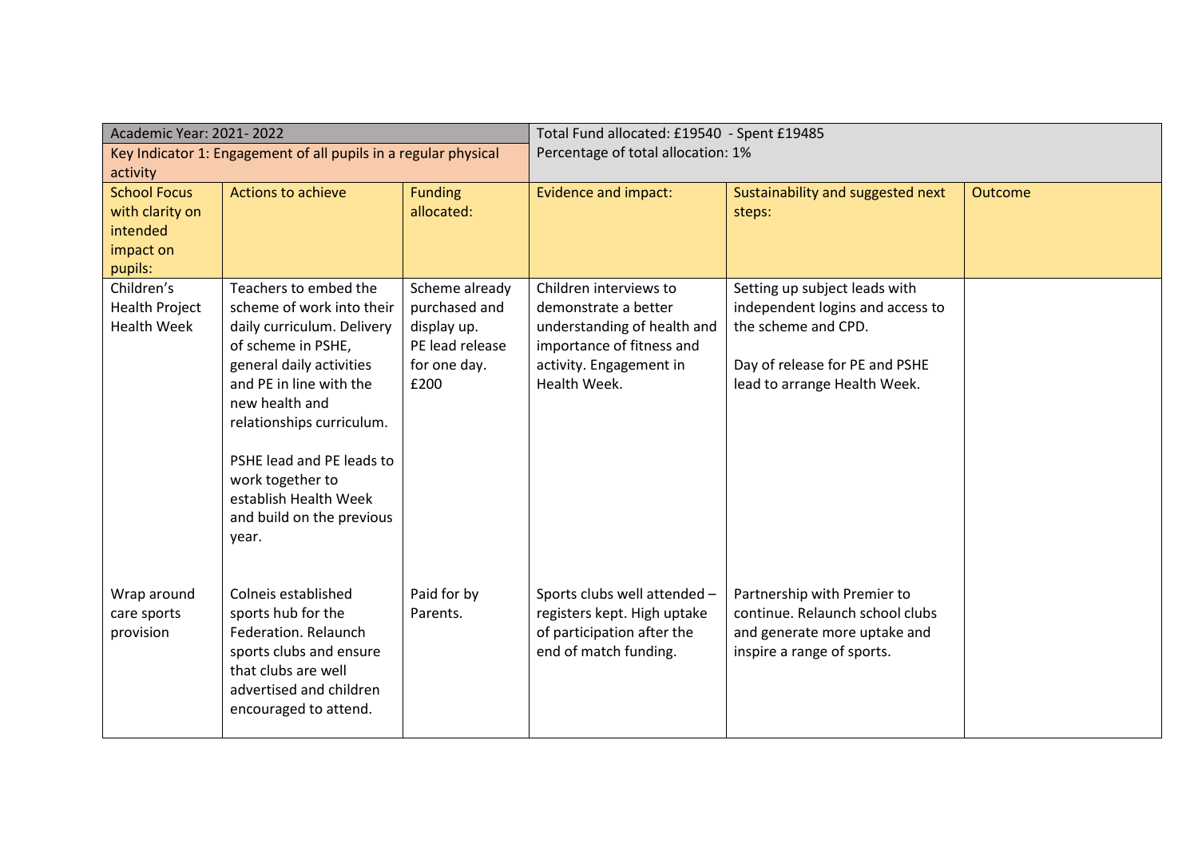| Academic Year: 2021- 2022 | | | Total Fund allocated: £19540 - Spent £19485 | | |
|---|---|---|---|---|---|
| Key Indicator 1: Engagement of all pupils in a regular physical activity | | | Percentage of total allocation: 1% | | |
| School Focus with clarity on intended impact on pupils: | Actions to achieve | Funding allocated: | Evidence and impact: | Sustainability and suggested next steps: | Outcome |
| Children's Health Project Health Week | Teachers to embed the scheme of work into their daily curriculum. Delivery of scheme in PSHE, general daily activities and PE in line with the new health and relationships curriculum.<br><br>PSHE lead and PE leads to work together to establish Health Week and build on the previous year. | Scheme already purchased and display up.<br>PE lead release for one day.<br>£200 | Children interviews to demonstrate a better understanding of health and importance of fitness and activity. Engagement in Health Week. | Setting up subject leads with independent logins and access to the scheme and CPD.<br><br>Day of release for PE and PSHE lead to arrange Health Week. | |
| Wrap around care sports provision | Colneis established sports hub for the Federation. Relaunch sports clubs and ensure that clubs are well advertised and children encouraged to attend. | Paid for by Parents. | Sports clubs well attended – registers kept. High uptake of participation after the end of match funding. | Partnership with Premier to continue. Relaunch school clubs and generate more uptake and inspire a range of sports. | |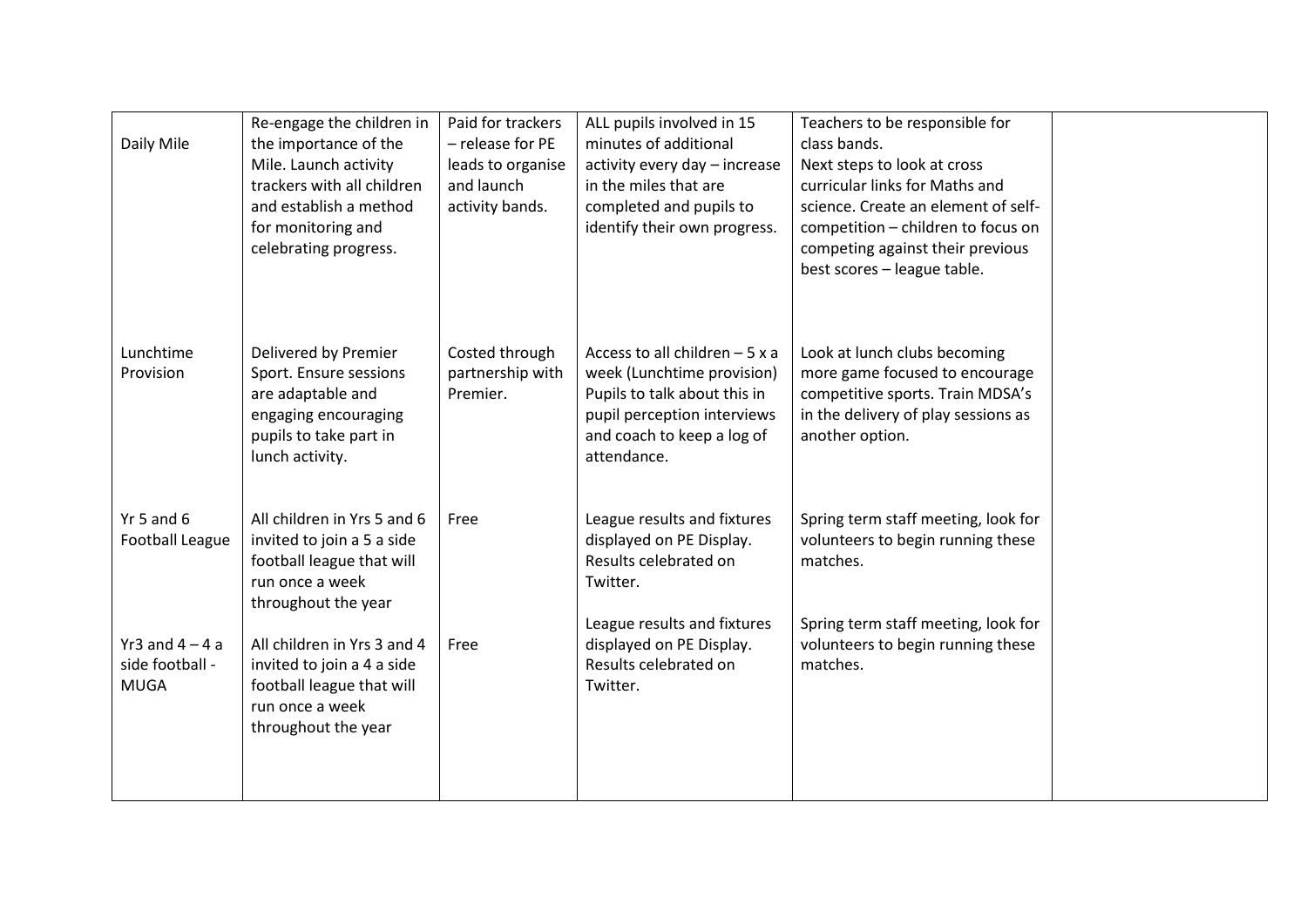| | | | | | |
|---|---|---|---|---|---|
| Daily Mile | Re-engage the children in the importance of the Mile. Launch activity trackers with all children and establish a method for monitoring and celebrating progress. | Paid for trackers – release for PE leads to organise and launch activity bands. | ALL pupils involved in 15 minutes of additional activity every day – increase in the miles that are completed and pupils to identify their own progress. | Teachers to be responsible for class bands. Next steps to look at cross curricular links for Maths and science. Create an element of self-competition – children to focus on competing against their previous best scores – league table. | |
| Lunchtime Provision | Delivered by Premier Sport. Ensure sessions are adaptable and engaging encouraging pupils to take part in lunch activity. | Costed through partnership with Premier. | Access to all children – 5 x a week (Lunchtime provision) Pupils to talk about this in pupil perception interviews and coach to keep a log of attendance. | Look at lunch clubs becoming more game focused to encourage competitive sports. Train MDSA's in the delivery of play sessions as another option. | |
| Yr 5 and 6 Football League | All children in Yrs 5 and 6 invited to join a 5 a side football league that will run once a week throughout the year | Free | League results and fixtures displayed on PE Display. Results celebrated on Twitter. | Spring term staff meeting, look for volunteers to begin running these matches. | |
| Yr3 and 4 – 4 a side football - MUGA | All children in Yrs 3 and 4 invited to join a 4 a side football league that will run once a week throughout the year | Free | League results and fixtures displayed on PE Display. Results celebrated on Twitter. | Spring term staff meeting, look for volunteers to begin running these matches. | |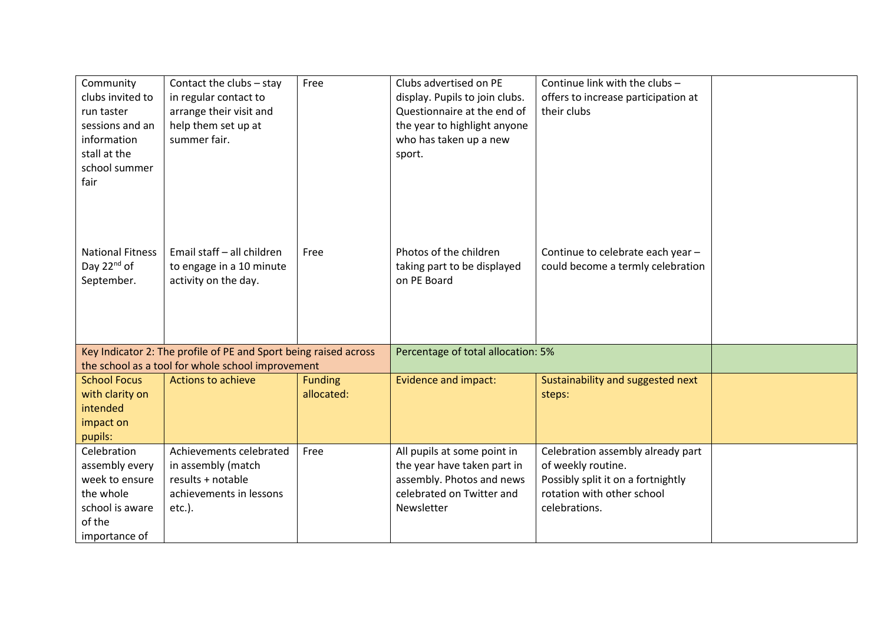| | | | | | |
|---|---|---|---|---|---|
| Community clubs invited to run taster sessions and an information stall at the school summer fair | Contact the clubs – stay in regular contact to arrange their visit and help them set up at summer fair. | Free | Clubs advertised on PE display. Pupils to join clubs. Questionnaire at the end of the year to highlight anyone who has taken up a new sport. | Continue link with the clubs – offers to increase participation at their clubs | |
| National Fitness Day 22nd of September. | Email staff – all children to engage in a 10 minute activity on the day. | Free | Photos of the children taking part to be displayed on PE Board | Continue to celebrate each year – could become a termly celebration | |
| Key Indicator 2: The profile of PE and Sport being raised across the school as a tool for whole school improvement | | | Percentage of total allocation: 5% | | |
| School Focus with clarity on intended impact on pupils: | Actions to achieve | Funding allocated: | Evidence and impact: | Sustainability and suggested next steps: | |
| Celebration assembly every week to ensure the whole school is aware of the importance of | Achievements celebrated in assembly (match results + notable achievements in lessons etc.). | Free | All pupils at some point in the year have taken part in assembly. Photos and news celebrated on Twitter and Newsletter | Celebration assembly already part of weekly routine. Possibly split it on a fortnightly rotation with other school celebrations. | |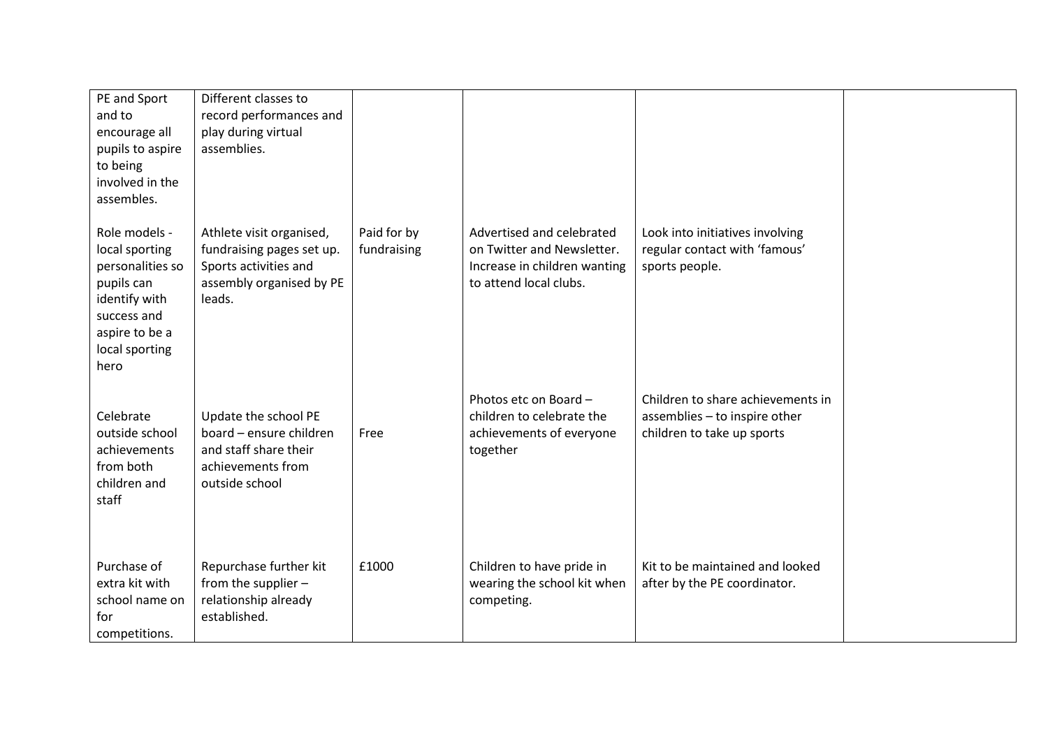| | | | | | |
|---|---|---|---|---|---|
| PE and Sport and to encourage all pupils to aspire to being involved in the assembles. | Different classes to record performances and play during virtual assemblies. | | | | |
| Role models - local sporting personalities so pupils can identify with success and aspire to be a local sporting hero | Athlete visit organised, fundraising pages set up. Sports activities and assembly organised by PE leads. | Paid for by fundraising | Advertised and celebrated on Twitter and Newsletter. Increase in children wanting to attend local clubs. | Look into initiatives involving regular contact with 'famous' sports people. | |
| Celebrate outside school achievements from both children and staff | Update the school PE board – ensure children and staff share their achievements from outside school | Free | Photos etc on Board – children to celebrate the achievements of everyone together | Children to share achievements in assemblies – to inspire other children to take up sports | |
| Purchase of extra kit with school name on for competitions. | Repurchase further kit from the supplier – relationship already established. | £1000 | Children to have pride in wearing the school kit when competing. | Kit to be maintained and looked after by the PE coordinator. | |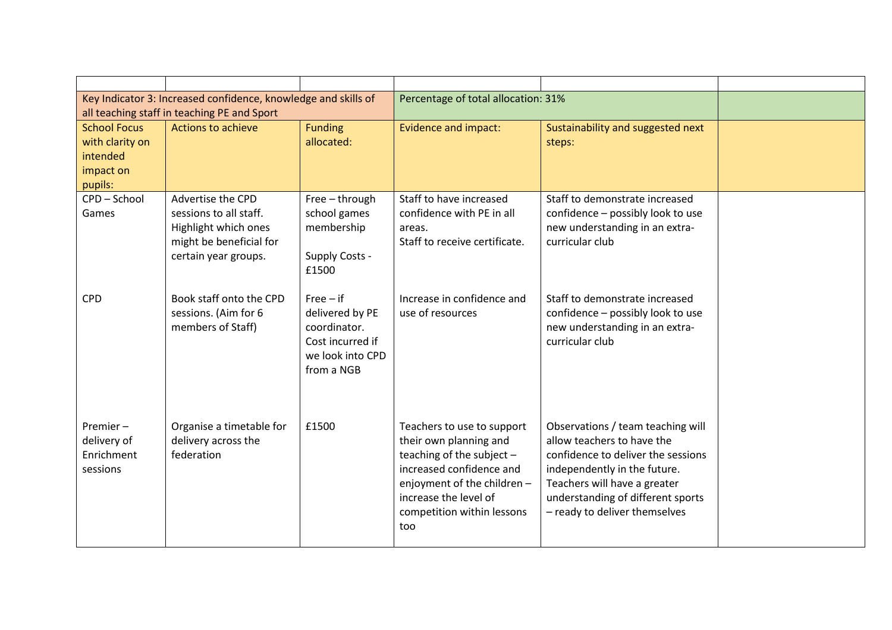| | | | | | |
|---|---|---|---|---|---|
| Key Indicator 3: Increased confidence, knowledge and skills of all teaching staff in teaching PE and Sport | | | Percentage of total allocation: 31% | | |
| School Focus with clarity on intended impact on pupils: | Actions to achieve | Funding allocated: | Evidence and impact: | Sustainability and suggested next steps: | |
| CPD – School Games | Advertise the CPD sessions to all staff. Highlight which ones might be beneficial for certain year groups. | Free – through school games membership<br><br>Supply Costs - £1500 | Staff to have increased confidence with PE in all areas.<br>Staff to receive certificate. | Staff to demonstrate increased confidence – possibly look to use new understanding in an extra-curricular club | |
| CPD | Book staff onto the CPD sessions. (Aim for 6 members of Staff) | Free – if delivered by PE coordinator. Cost incurred if we look into CPD from a NGB | Increase in confidence and use of resources | Staff to demonstrate increased confidence – possibly look to use new understanding in an extra-curricular club | |
| Premier – delivery of Enrichment sessions | Organise a timetable for delivery across the federation | £1500 | Teachers to use to support their own planning and teaching of the subject – increased confidence and enjoyment of the children – increase the level of competition within lessons too | Observations / team teaching will allow teachers to have the confidence to deliver the sessions independently in the future. Teachers will have a greater understanding of different sports – ready to deliver themselves | |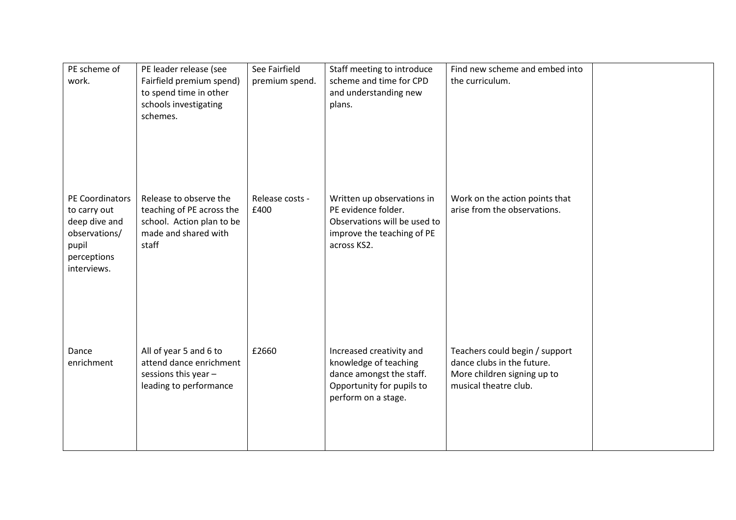| | | | | | |
|---|---|---|---|---|---|
| PE scheme of work. | PE leader release (see Fairfield premium spend) to spend time in other schools investigating schemes. | See Fairfield premium spend. | Staff meeting to introduce scheme and time for CPD and understanding new plans. | Find new scheme and embed into the curriculum. | |
| PE Coordinators to carry out deep dive and observations/ pupil perceptions interviews. | Release to observe the teaching of PE across the school. Action plan to be made and shared with staff | Release costs - £400 | Written up observations in PE evidence folder. Observations will be used to improve the teaching of PE across KS2. | Work on the action points that arise from the observations. | |
| Dance enrichment | All of year 5 and 6 to attend dance enrichment sessions this year – leading to performance | £2660 | Increased creativity and knowledge of teaching dance amongst the staff. Opportunity for pupils to perform on a stage. | Teachers could begin / support dance clubs in the future. More children signing up to musical theatre club. | |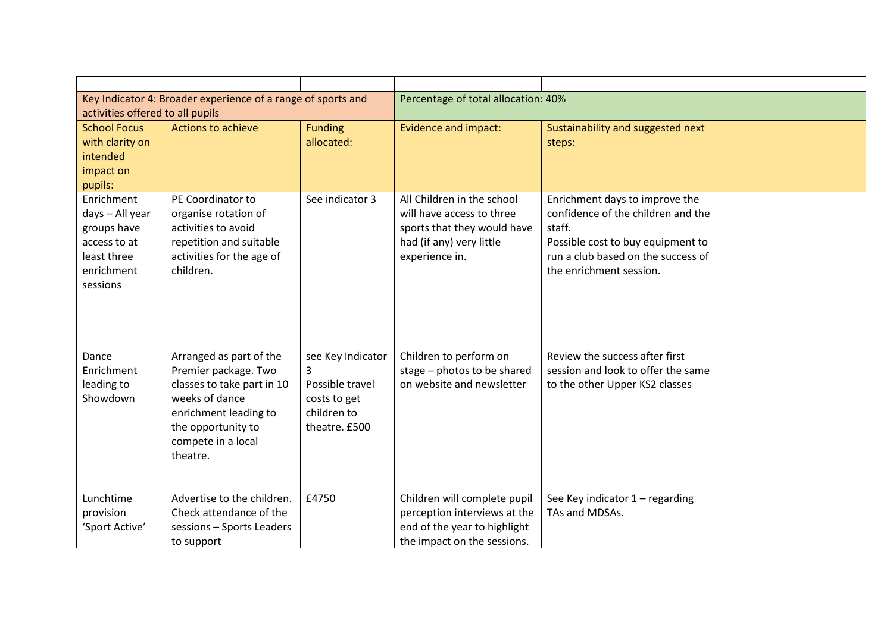| | | | | | |
|---|---|---|---|---|---|
| Key Indicator 4: Broader experience of a range of sports and activities offered to all pupils | | | Percentage of total allocation: 40% | | |
| School Focus with clarity on intended impact on pupils: | Actions to achieve | Funding allocated: | Evidence and impact: | Sustainability and suggested next steps: | |
| Enrichment days – All year groups have access to at least three enrichment sessions | PE Coordinator to organise rotation of activities to avoid repetition and suitable activities for the age of children. | See indicator 3 | All Children in the school will have access to three sports that they would have had (if any) very little experience in. | Enrichment days to improve the confidence of the children and the staff.<br>Possible cost to buy equipment to run a club based on the success of the enrichment session. | |
| Dance Enrichment leading to Showdown | Arranged as part of the Premier package. Two classes to take part in 10 weeks of dance enrichment leading to the opportunity to compete in a local theatre. | see Key Indicator 3<br>Possible travel costs to get children to theatre. £500 | Children to perform on stage – photos to be shared on website and newsletter | Review the success after first session and look to offer the same to the other Upper KS2 classes | |
| Lunchtime provision 'Sport Active' | Advertise to the children. Check attendance of the sessions – Sports Leaders to support | £4750 | Children will complete pupil perception interviews at the end of the year to highlight the impact on the sessions. | See Key indicator 1 – regarding TAs and MDSAs. | |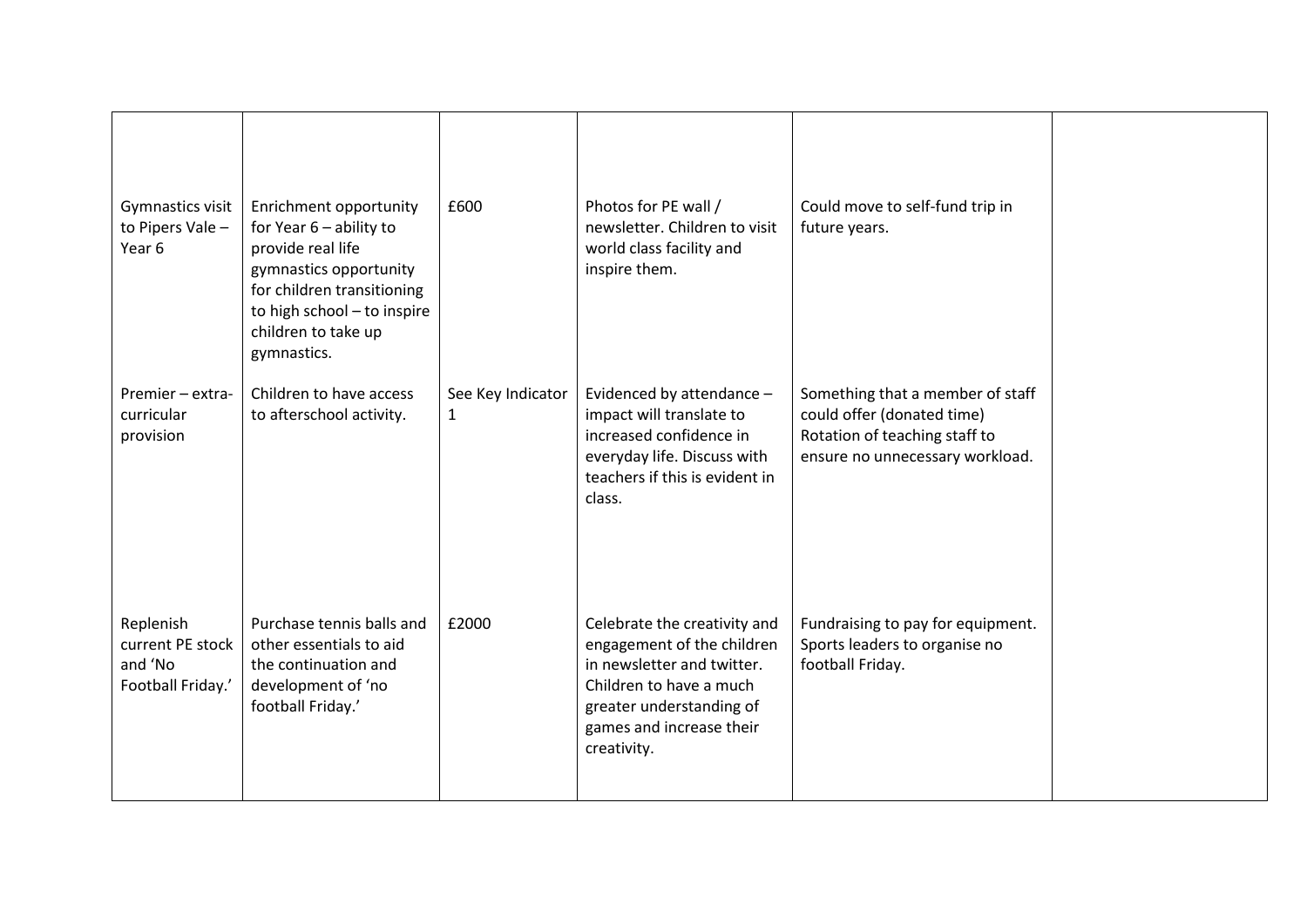| | | | | | |
|---|---|---|---|---|---|
| Gymnastics visit to Pipers Vale – Year 6 | Enrichment opportunity for Year 6 – ability to provide real life gymnastics opportunity for children transitioning to high school – to inspire children to take up gymnastics. | £600 | Photos for PE wall / newsletter. Children to visit world class facility and inspire them. | Could move to self-fund trip in future years. | |
| Premier – extra-curricular provision | Children to have access to afterschool activity. | See Key Indicator 1 | Evidenced by attendance – impact will translate to increased confidence in everyday life. Discuss with teachers if this is evident in class. | Something that a member of staff could offer (donated time) Rotation of teaching staff to ensure no unnecessary workload. | |
| Replenish current PE stock and 'No Football Friday.' | Purchase tennis balls and other essentials to aid the continuation and development of 'no football Friday.' | £2000 | Celebrate the creativity and engagement of the children in newsletter and twitter. Children to have a much greater understanding of games and increase their creativity. | Fundraising to pay for equipment. Sports leaders to organise no football Friday. | |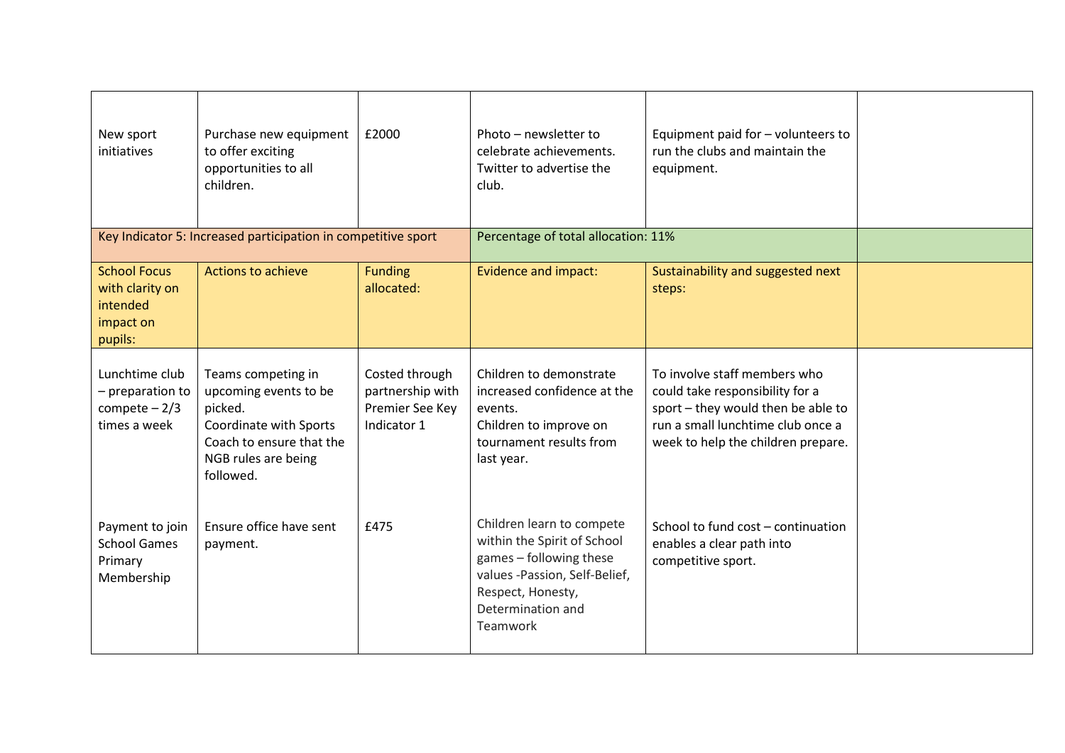| | | | | | |
|---|---|---|---|---|---|
| New sport initiatives | Purchase new equipment to offer exciting opportunities to all children. | £2000 | Photo – newsletter to celebrate achievements. Twitter to advertise the club. | Equipment paid for – volunteers to run the clubs and maintain the equipment. | |
| Key Indicator 5: Increased participation in competitive sport | | | Percentage of total allocation: 11% | | |
| School Focus with clarity on intended impact on pupils: | Actions to achieve | Funding allocated: | Evidence and impact: | Sustainability and suggested next steps: | |
| Lunchtime club – preparation to compete – 2/3 times a week | Teams competing in upcoming events to be picked.<br>Coordinate with Sports Coach to ensure that the NGB rules are being followed. | Costed through partnership with Premier See Key Indicator 1 | Children to demonstrate increased confidence at the events.<br>Children to improve on tournament results from last year. | To involve staff members who could take responsibility for a sport – they would then be able to run a small lunchtime club once a week to help the children prepare. | |
| Payment to join School Games Primary Membership | Ensure office have sent payment. | £475 | Children learn to compete within the Spirit of School games – following these values -Passion, Self-Belief, Respect, Honesty, Determination and Teamwork | School to fund cost – continuation enables a clear path into competitive sport. | |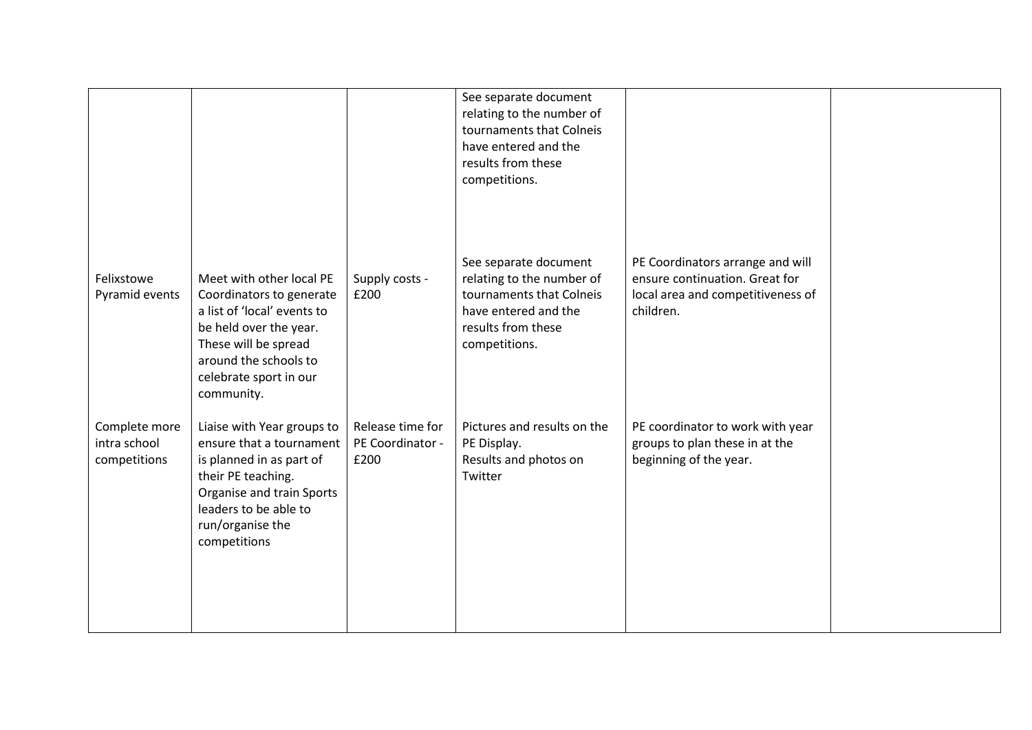| | | | | | |
|---|---|---|---|---|---|
| | | | See separate document relating to the number of tournaments that Colneis have entered and the results from these competitions. | | |
| Felixstowe Pyramid events | Meet with other local PE Coordinators to generate a list of 'local' events to be held over the year. These will be spread around the schools to celebrate sport in our community. | Supply costs - £200 | See separate document relating to the number of tournaments that Colneis have entered and the results from these competitions. | PE Coordinators arrange and will ensure continuation. Great for local area and competitiveness of children. | |
| Complete more intra school competitions | Liaise with Year groups to ensure that a tournament is planned in as part of their PE teaching. Organise and train Sports leaders to be able to run/organise the competitions | Release time for PE Coordinator - £200 | Pictures and results on the PE Display. Results and photos on Twitter | PE coordinator to work with year groups to plan these in at the beginning of the year. | |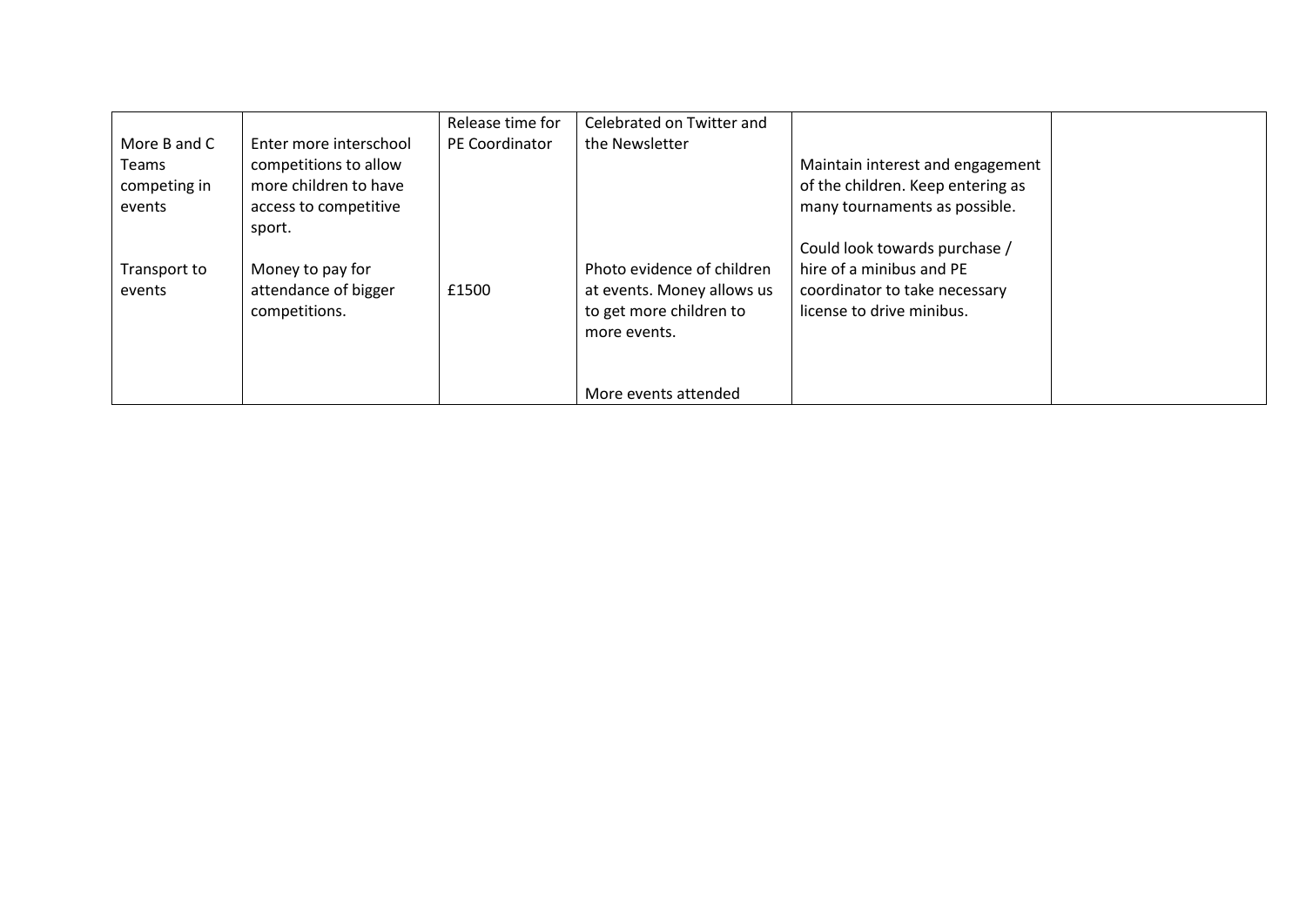| | | | | | |
|---|---|---|---|---|---|
| More B and C Teams competing in events<br><br>Transport to events | Enter more interschool competitions to allow more children to have access to competitive sport.<br><br>Money to pay for attendance of bigger competitions. | Release time for PE Coordinator<br><br>£1500 | Celebrated on Twitter and the Newsletter<br><br>Photo evidence of children at events. Money allows us to get more children to more events.<br><br>More events attended | Maintain interest and engagement of the children. Keep entering as many tournaments as possible.<br><br>Could look towards purchase / hire of a minibus and PE coordinator to take necessary license to drive minibus. | |